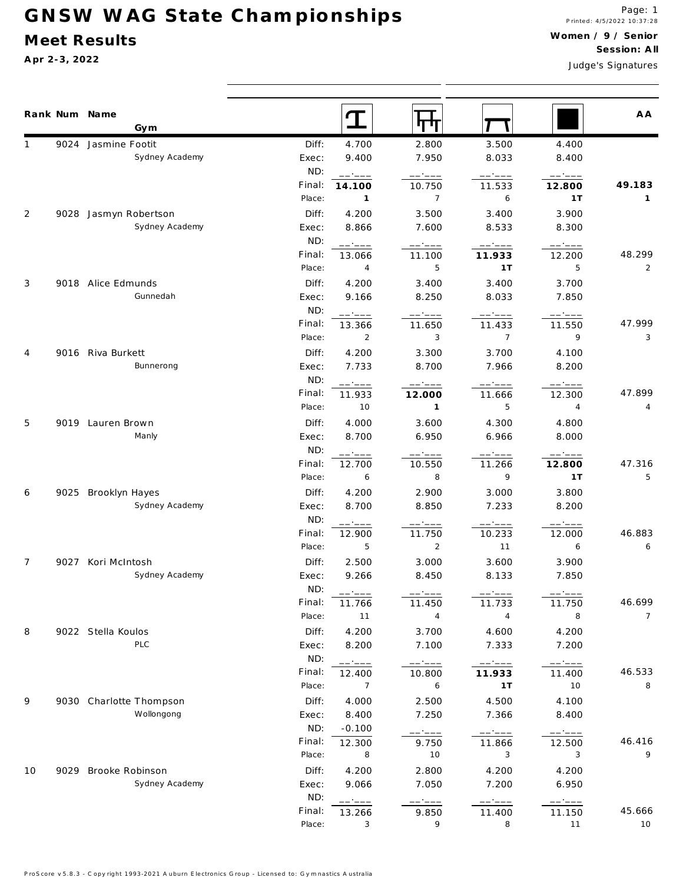# GNSW WAG State Championships

## Meet Results

**Apr 2-3, 2022**

**Women / 9 / Senior**
**Session: All**

Judge's Signatures

| Rank | Num | Name / Gym | | Vault | Bars | Beam | Floor | AA |
|---|---|---|---|---|---|---|---|---|
| 1 | 9024 | Jasmine Footit | Diff: | 4.700 | 2.800 | 3.500 | 4.400 | |
| | | Sydney Academy | Exec: | 9.400 | 7.950 | 8.033 | 8.400 | |
| | | | ND: | __.___ | __.___ | __.___ | __.___ | |
| | | | Final: | **14.100** | 10.750 | 11.533 | **12.800** | **49.183** |
| | | | Place: | **1** | 7 | 6 | **1T** | **1** |
| 2 | 9028 | Jasmyn Robertson | Diff: | 4.200 | 3.500 | 3.400 | 3.900 | |
| | | Sydney Academy | Exec: | 8.866 | 7.600 | 8.533 | 8.300 | |
| | | | ND: | __.___ | __.___ | __.___ | __.___ | |
| | | | Final: | 13.066 | 11.100 | **11.933** | 12.200 | 48.299 |
| | | | Place: | 4 | 5 | **1T** | 5 | 2 |
| 3 | 9018 | Alice Edmunds | Diff: | 4.200 | 3.400 | 3.400 | 3.700 | |
| | | Gunnedah | Exec: | 9.166 | 8.250 | 8.033 | 7.850 | |
| | | | ND: | __.___ | __.___ | __.___ | __.___ | |
| | | | Final: | 13.366 | 11.650 | 11.433 | 11.550 | 47.999 |
| | | | Place: | 2 | 3 | 7 | 9 | 3 |
| 4 | 9016 | Riva Burkett | Diff: | 4.200 | 3.300 | 3.700 | 4.100 | |
| | | Bunnerong | Exec: | 7.733 | 8.700 | 7.966 | 8.200 | |
| | | | ND: | __.___ | __.___ | __.___ | __.___ | |
| | | | Final: | 11.933 | **12.000** | 11.666 | 12.300 | 47.899 |
| | | | Place: | 10 | **1** | 5 | 4 | 4 |
| 5 | 9019 | Lauren Brown | Diff: | 4.000 | 3.600 | 4.300 | 4.800 | |
| | | Manly | Exec: | 8.700 | 6.950 | 6.966 | 8.000 | |
| | | | ND: | __.___ | __.___ | __.___ | __.___ | |
| | | | Final: | 12.700 | 10.550 | 11.266 | **12.800** | 47.316 |
| | | | Place: | 6 | 8 | 9 | **1T** | 5 |
| 6 | 9025 | Brooklyn Hayes | Diff: | 4.200 | 2.900 | 3.000 | 3.800 | |
| | | Sydney Academy | Exec: | 8.700 | 8.850 | 7.233 | 8.200 | |
| | | | ND: | __.___ | __.___ | __.___ | __.___ | |
| | | | Final: | 12.900 | 11.750 | 10.233 | 12.000 | 46.883 |
| | | | Place: | 5 | 2 | 11 | 6 | 6 |
| 7 | 9027 | Kori McIntosh | Diff: | 2.500 | 3.000 | 3.600 | 3.900 | |
| | | Sydney Academy | Exec: | 9.266 | 8.450 | 8.133 | 7.850 | |
| | | | ND: | __.___ | __.___ | __.___ | __.___ | |
| | | | Final: | 11.766 | 11.450 | 11.733 | 11.750 | 46.699 |
| | | | Place: | 11 | 4 | 4 | 8 | 7 |
| 8 | 9022 | Stella Koulos | Diff: | 4.200 | 3.700 | 4.600 | 4.200 | |
| | | PLC | Exec: | 8.200 | 7.100 | 7.333 | 7.200 | |
| | | | ND: | __.___ | __.___ | __.___ | __.___ | |
| | | | Final: | 12.400 | 10.800 | **11.933** | 11.400 | 46.533 |
| | | | Place: | 7 | 6 | **1T** | 10 | 8 |
| 9 | 9030 | Charlotte Thompson | Diff: | 4.000 | 2.500 | 4.500 | 4.100 | |
| | | Wollongong | Exec: | 8.400 | 7.250 | 7.366 | 8.400 | |
| | | | ND: | -0.100 | __.___ | __.___ | __.___ | |
| | | | Final: | 12.300 | 9.750 | 11.866 | 12.500 | 46.416 |
| | | | Place: | 8 | 10 | 3 | 3 | 9 |
| 10 | 9029 | Brooke Robinson | Diff: | 4.200 | 2.800 | 4.200 | 4.200 | |
| | | Sydney Academy | Exec: | 9.066 | 7.050 | 7.200 | 6.950 | |
| | | | ND: | __.___ | __.___ | __.___ | __.___ | |
| | | | Final: | 13.266 | 9.850 | 11.400 | 11.150 | 45.666 |
| | | | Place: | 3 | 9 | 8 | 11 | 10 |

ProScore v5.8.3 - Copyright 1993-2021 Auburn Electronics Group - Licensed to: Gymnastics Australia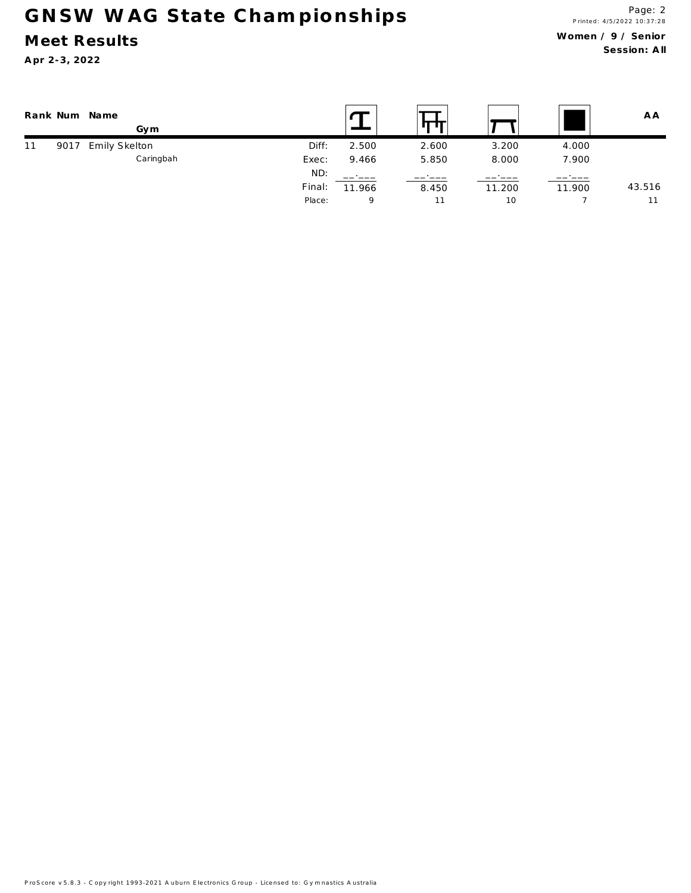# GNSW WAG State Championships

## Meet Results

**Apr 2-3, 2022**

**Women / 9 / Senior**
**Session: All**

| Rank | Num | Name / Gym | | Vault | Bars | Beam | Floor | AA |
|---|---|---|---|---|---|---|---|---|
| 11 | 9017 | Emily Skelton | Diff: | 2.500 | 2.600 | 3.200 | 4.000 | |
| | | Caringbah | Exec: | 9.466 | 5.850 | 8.000 | 7.900 | |
| | | | ND: | __.___ | __.___ | __.___ | __.___ | |
| | | | Final: | 11.966 | 8.450 | 11.200 | 11.900 | 43.516 |
| | | | Place: | 9 | 11 | 10 | 7 | 11 |

ProScore v5.8.3 - Copyright 1993-2021 Auburn Electronics Group - Licensed to: Gymnastics Australia